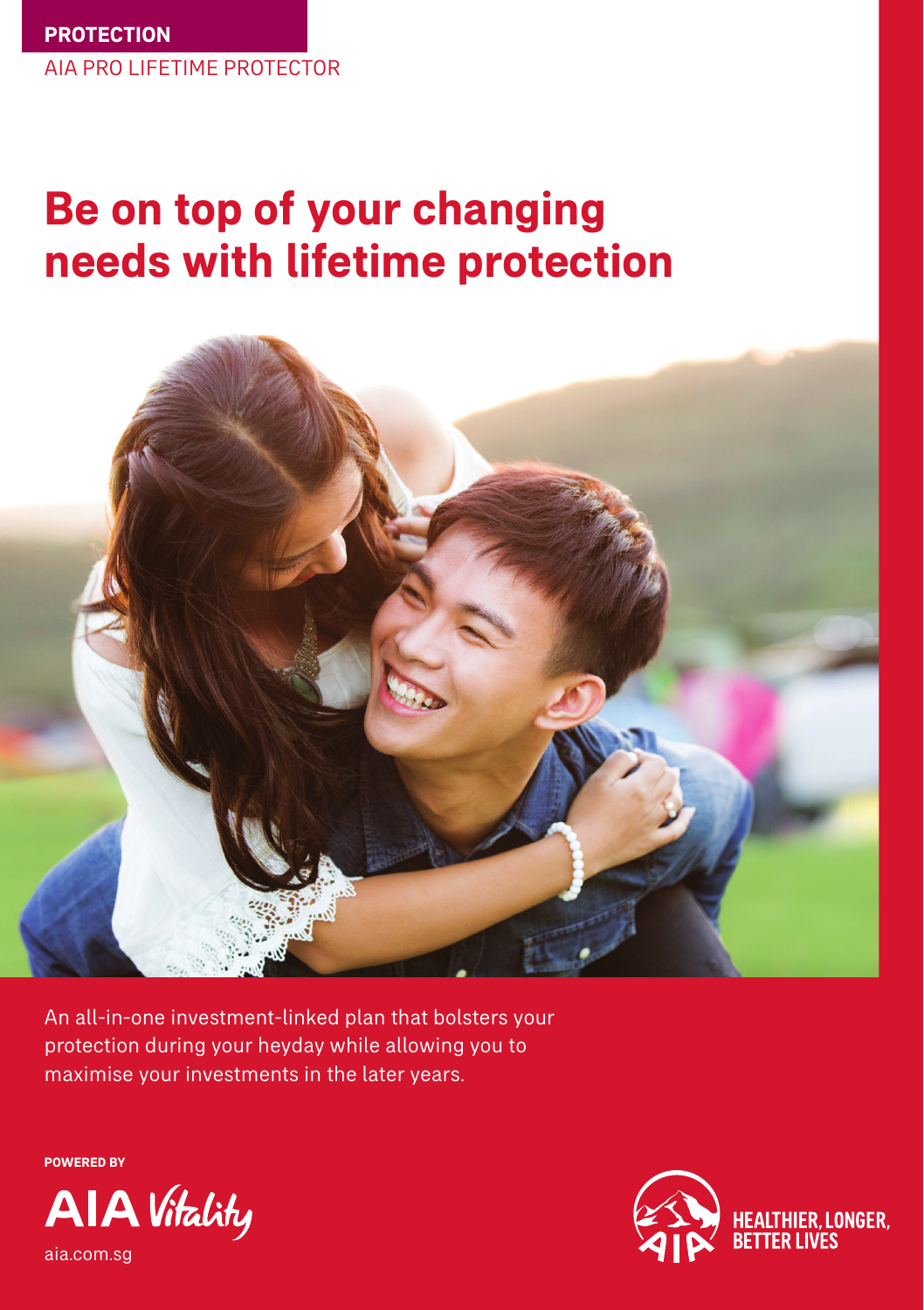**PROTECTION**

AIA PRO LIFETIME PROTECTOR

# Be on top of your changing needs with lifetime protection

An all-in-one investment-linked plan that bolsters your protection during your heyday while allowing you to maximise your investments in the later years.

POWERED BY

AIA Vitality

aia.com.sg

HEALTHIER, LONGER, BETTER LIVES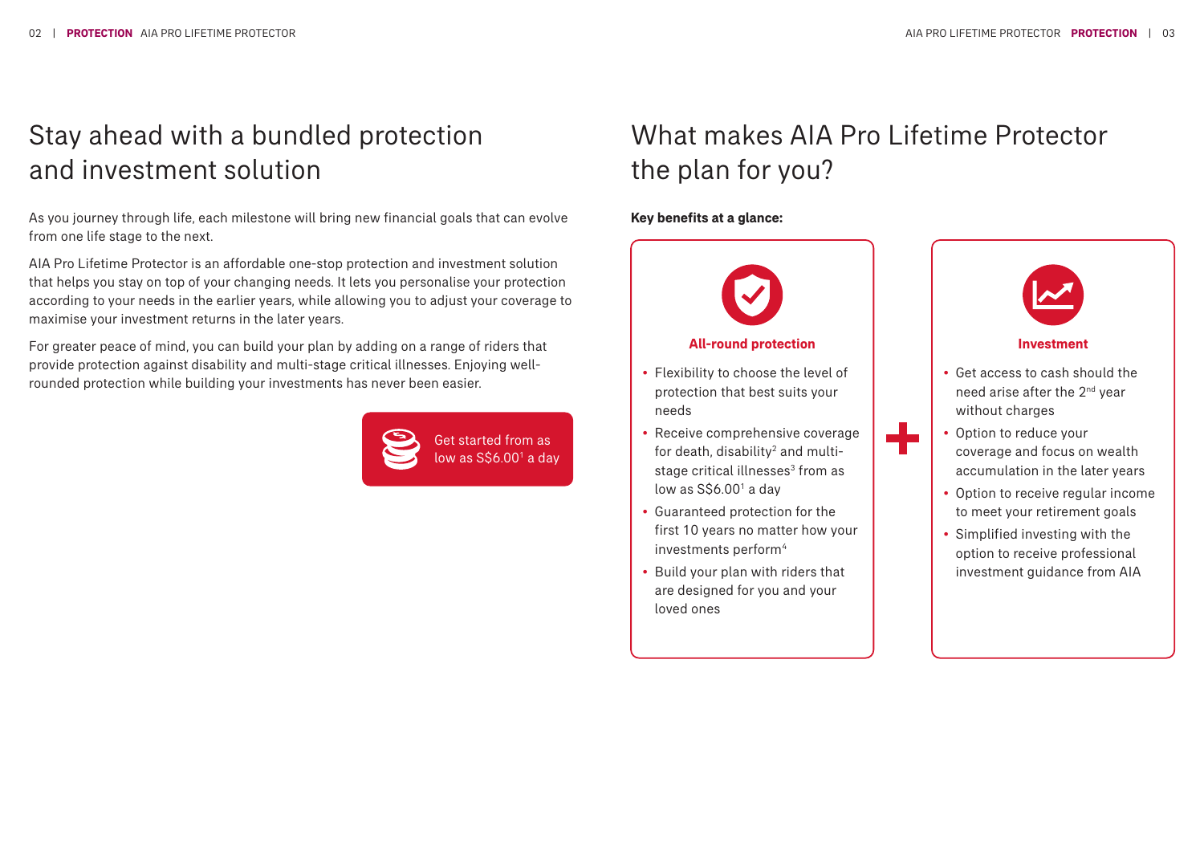# Stay ahead with a bundled protection and investment solution

As you journey through life, each milestone will bring new financial goals that can evolve from one life stage to the next.

AIA Pro Lifetime Protector is an affordable one-stop protection and investment solution that helps you stay on top of your changing needs. It lets you personalise your protection according to your needs in the earlier years, while allowing you to adjust your coverage to maximise your investment returns in the later years.

For greater peace of mind, you can build your plan by adding on a range of riders that provide protection against disability and multi-stage critical illnesses. Enjoying well-rounded protection while building your investments has never been easier.

Get started from as low as S$6.00[1] a day

# What makes AIA Pro Lifetime Protector the plan for you?

**Key benefits at a glance:**

### All-round protection

- Flexibility to choose the level of protection that best suits your needs
- Receive comprehensive coverage for death, disability[2] and multi-stage critical illnesses[3] from as low as S$6.00[1] a day
- Guaranteed protection for the first 10 years no matter how your investments perform[4]
- Build your plan with riders that are designed for you and your loved ones

+

### Investment

- Get access to cash should the need arise after the 2nd year without charges
- Option to reduce your coverage and focus on wealth accumulation in the later years
- Option to receive regular income to meet your retirement goals
- Simplified investing with the option to receive professional investment guidance from AIA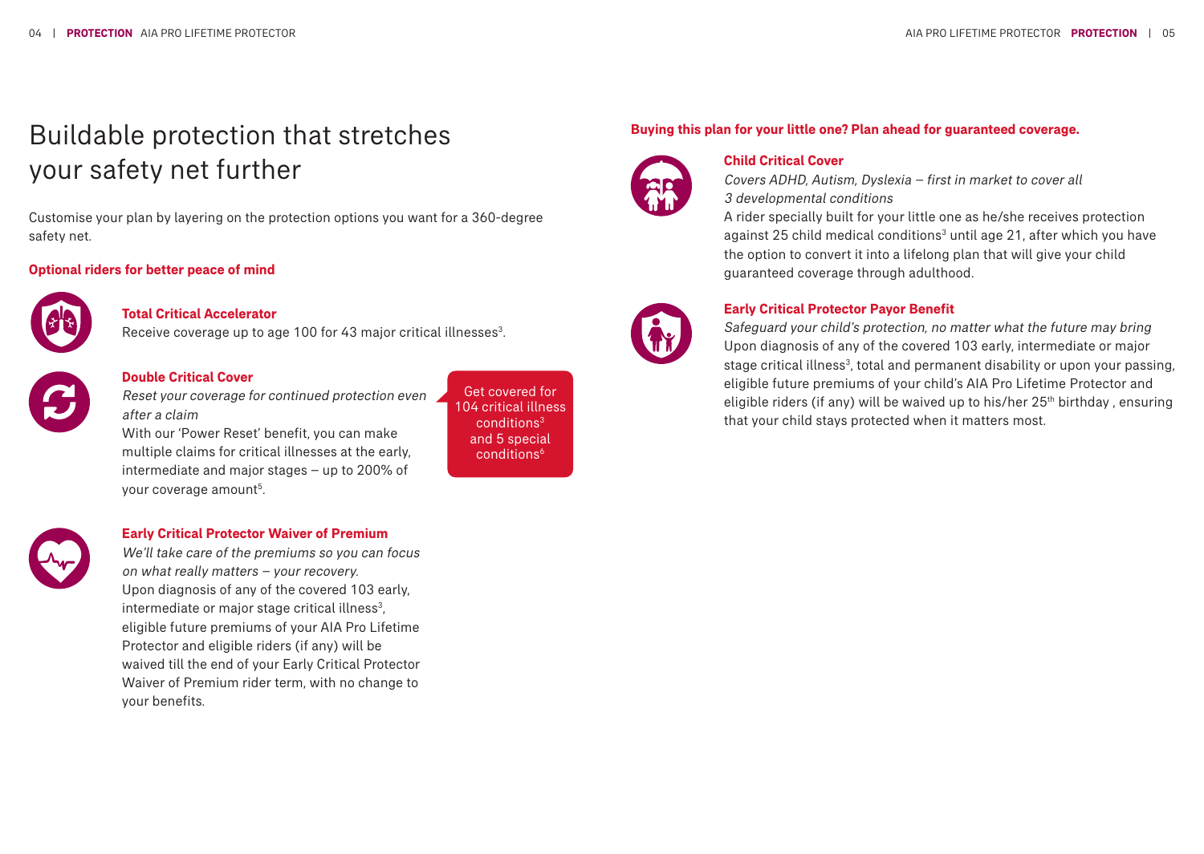# Buildable protection that stretches your safety net further

Customise your plan by layering on the protection options you want for a 360-degree safety net.

**Optional riders for better peace of mind**

**Total Critical Accelerator**

Receive coverage up to age 100 for 43 major critical illnesses[3].

**Double Critical Cover**

*Reset your coverage for continued protection even after a claim*

With our 'Power Reset' benefit, you can make multiple claims for critical illnesses at the early, intermediate and major stages – up to 200% of your coverage amount[5].

Get covered for 104 critical illness conditions[3] and 5 special conditions[6]

**Early Critical Protector Waiver of Premium**

*We'll take care of the premiums so you can focus on what really matters – your recovery.*

Upon diagnosis of any of the covered 103 early, intermediate or major stage critical illness[3], eligible future premiums of your AIA Pro Lifetime Protector and eligible riders (if any) will be waived till the end of your Early Critical Protector Waiver of Premium rider term, with no change to your benefits.

**Buying this plan for your little one? Plan ahead for guaranteed coverage.**

**Child Critical Cover**

*Covers ADHD, Autism, Dyslexia – first in market to cover all 3 developmental conditions*

A rider specially built for your little one as he/she receives protection against 25 child medical conditions[3] until age 21, after which you have the option to convert it into a lifelong plan that will give your child guaranteed coverage through adulthood.

**Early Critical Protector Payor Benefit**

*Safeguard your child's protection, no matter what the future may bring*

Upon diagnosis of any of the covered 103 early, intermediate or major stage critical illness[3], total and permanent disability or upon your passing, eligible future premiums of your child's AIA Pro Lifetime Protector and eligible riders (if any) will be waived up to his/her 25th birthday , ensuring that your child stays protected when it matters most.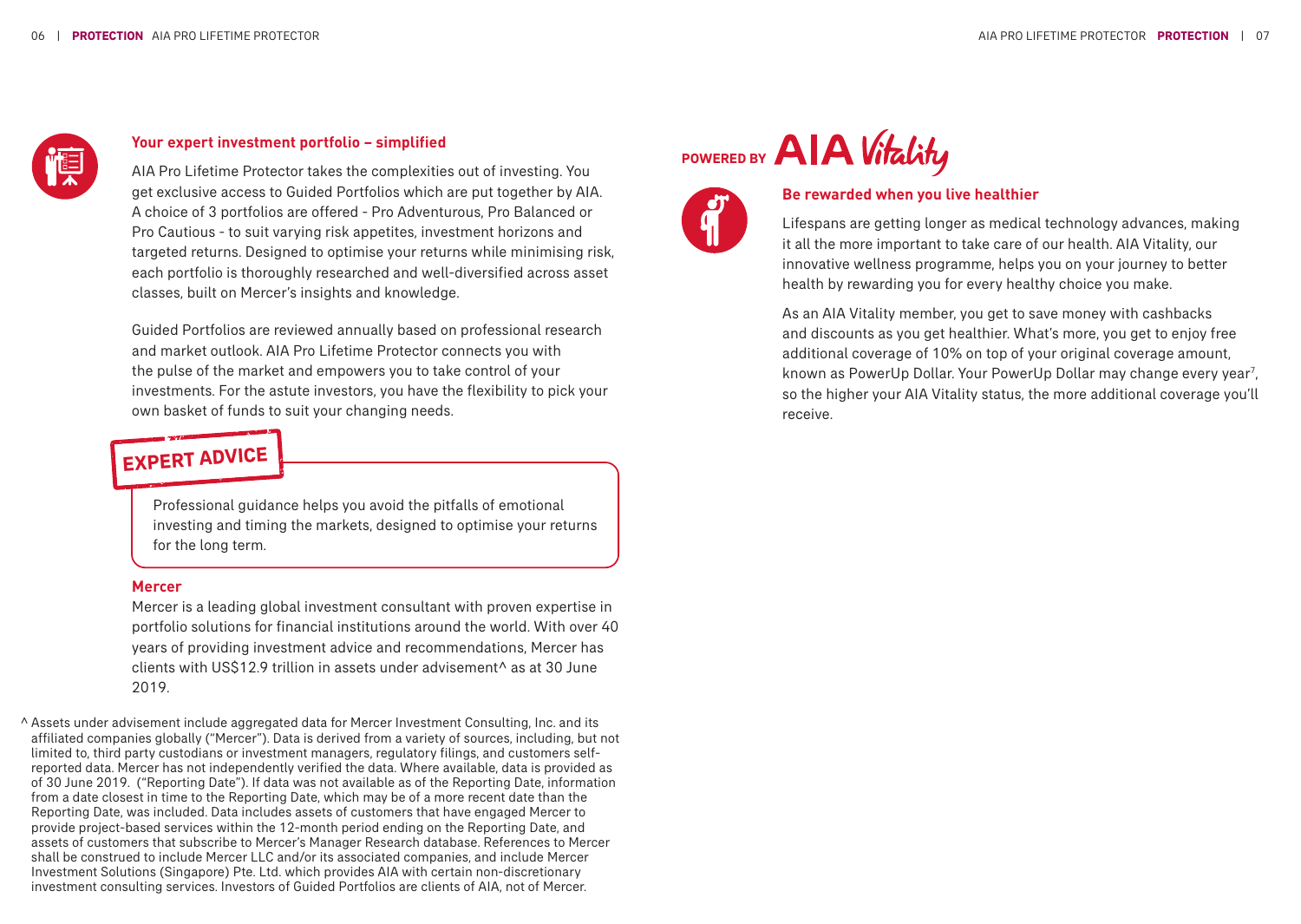### Your expert investment portfolio – simplified

AIA Pro Lifetime Protector takes the complexities out of investing. You get exclusive access to Guided Portfolios which are put together by AIA. A choice of 3 portfolios are offered - Pro Adventurous, Pro Balanced or Pro Cautious - to suit varying risk appetites, investment horizons and targeted returns. Designed to optimise your returns while minimising risk, each portfolio is thoroughly researched and well-diversified across asset classes, built on Mercer's insights and knowledge.

Guided Portfolios are reviewed annually based on professional research and market outlook. AIA Pro Lifetime Protector connects you with the pulse of the market and empowers you to take control of your investments. For the astute investors, you have the flexibility to pick your own basket of funds to suit your changing needs.

**EXPERT ADVICE**

Professional guidance helps you avoid the pitfalls of emotional investing and timing the markets, designed to optimise your returns for the long term.

### Mercer

Mercer is a leading global investment consultant with proven expertise in portfolio solutions for financial institutions around the world. With over 40 years of providing investment advice and recommendations, Mercer has clients with US$12.9 trillion in assets under advisement^ as at 30 June 2019.

^ Assets under advisement include aggregated data for Mercer Investment Consulting, Inc. and its affiliated companies globally ("Mercer"). Data is derived from a variety of sources, including, but not limited to, third party custodians or investment managers, regulatory filings, and customers self-reported data. Mercer has not independently verified the data. Where available, data is provided as of 30 June 2019. ("Reporting Date"). If data was not available as of the Reporting Date, information from a date closest in time to the Reporting Date, which may be of a more recent date than the Reporting Date, was included. Data includes assets of customers that have engaged Mercer to provide project-based services within the 12-month period ending on the Reporting Date, and assets of customers that subscribe to Mercer's Manager Research database. References to Mercer shall be construed to include Mercer LLC and/or its associated companies, and include Mercer Investment Solutions (Singapore) Pte. Ltd. which provides AIA with certain non-discretionary investment consulting services. Investors of Guided Portfolios are clients of AIA, not of Mercer.

## POWERED BY AIA Vitality

### Be rewarded when you live healthier

Lifespans are getting longer as medical technology advances, making it all the more important to take care of our health. AIA Vitality, our innovative wellness programme, helps you on your journey to better health by rewarding you for every healthy choice you make.

As an AIA Vitality member, you get to save money with cashbacks and discounts as you get healthier. What's more, you get to enjoy free additional coverage of 10% on top of your original coverage amount, known as PowerUp Dollar. Your PowerUp Dollar may change every year[7], so the higher your AIA Vitality status, the more additional coverage you'll receive.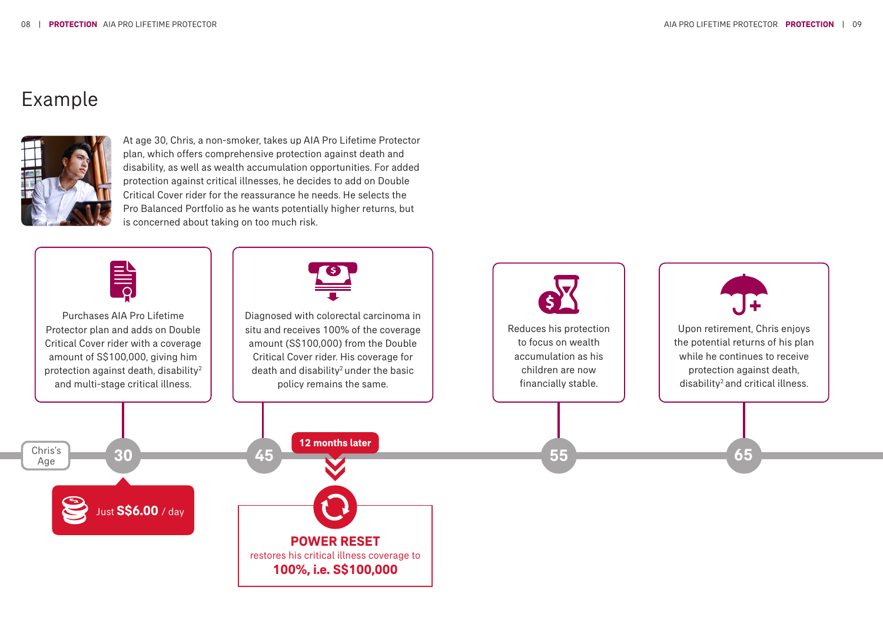# Example

At age 30, Chris, a non-smoker, takes up AIA Pro Lifetime Protector plan, which offers comprehensive protection against death and disability, as well as wealth accumulation opportunities. For added protection against critical illnesses, he decides to add on Double Critical Cover rider for the reassurance he needs. He selects the Pro Balanced Portfolio as he wants potentially higher returns, but is concerned about taking on too much risk.

Chris's Age

**30**

Purchases AIA Pro Lifetime Protector plan and adds on Double Critical Cover rider with a coverage amount of S$100,000, giving him protection against death, disability[2] and multi-stage critical illness.

Just **S$6.00** / day

**45**

Diagnosed with colorectal carcinoma in situ and receives 100% of the coverage amount (S$100,000) from the Double Critical Cover rider. His coverage for death and disability[2] under the basic policy remains the same.

**12 months later**

**POWER RESET**

restores his critical illness coverage to

**100%, i.e. S$100,000**

**55**

Reduces his protection to focus on wealth accumulation as his children are now financially stable.

**65**

Upon retirement, Chris enjoys the potential returns of his plan while he continues to receive protection against death, disability[2] and critical illness.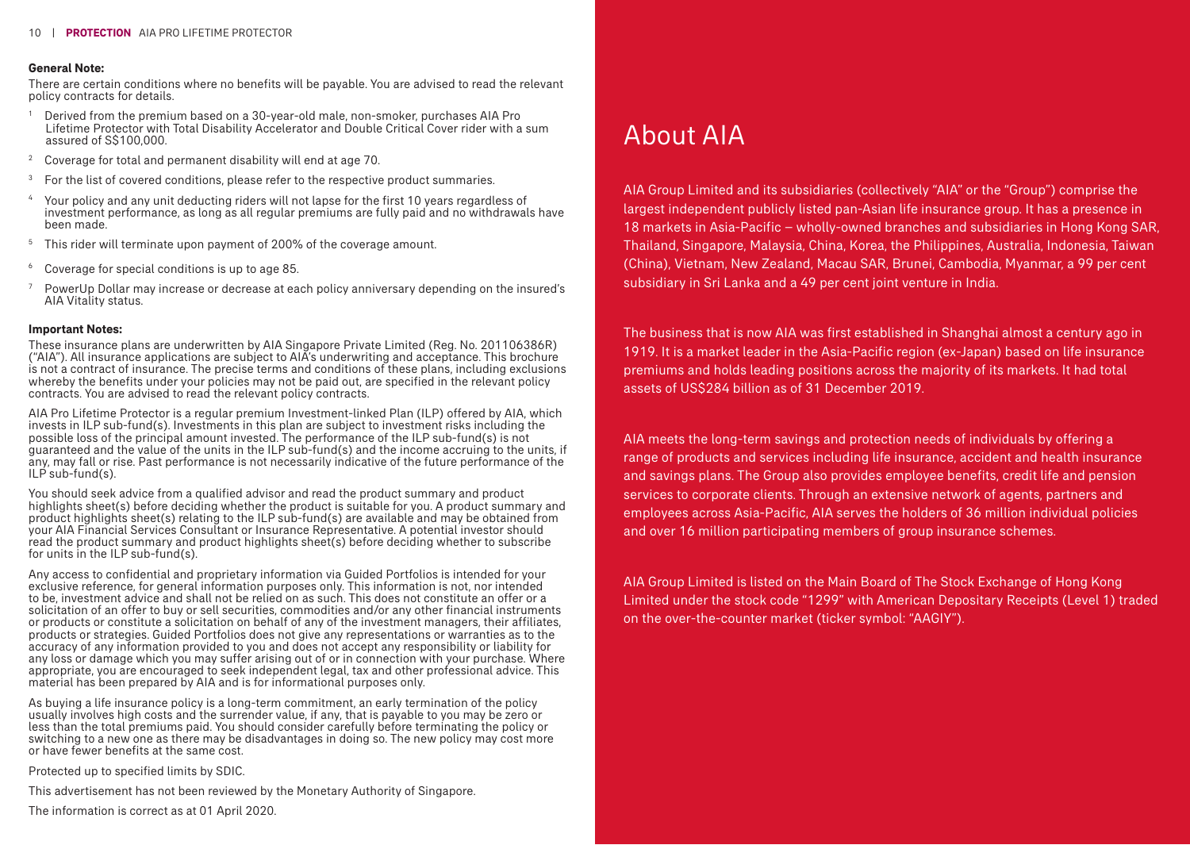**General Note:**

There are certain conditions where no benefits will be payable. You are advised to read the relevant policy contracts for details.

[1] Derived from the premium based on a 30-year-old male, non-smoker, purchases AIA Pro Lifetime Protector with Total Disability Accelerator and Double Critical Cover rider with a sum assured of S$100,000.

[2] Coverage for total and permanent disability will end at age 70.

[3] For the list of covered conditions, please refer to the respective product summaries.

[4] Your policy and any unit deducting riders will not lapse for the first 10 years regardless of investment performance, as long as all regular premiums are fully paid and no withdrawals have been made.

[5] This rider will terminate upon payment of 200% of the coverage amount.

[6] Coverage for special conditions is up to age 85.

[7] PowerUp Dollar may increase or decrease at each policy anniversary depending on the insured's AIA Vitality status.

**Important Notes:**

These insurance plans are underwritten by AIA Singapore Private Limited (Reg. No. 201106386R) ("AIA"). All insurance applications are subject to AIA's underwriting and acceptance. This brochure is not a contract of insurance. The precise terms and conditions of these plans, including exclusions whereby the benefits under your policies may not be paid out, are specified in the relevant policy contracts. You are advised to read the relevant policy contracts.

AIA Pro Lifetime Protector is a regular premium Investment-linked Plan (ILP) offered by AIA, which invests in ILP sub-fund(s). Investments in this plan are subject to investment risks including the possible loss of the principal amount invested. The performance of the ILP sub-fund(s) is not guaranteed and the value of the units in the ILP sub-fund(s) and the income accruing to the units, if any, may fall or rise. Past performance is not necessarily indicative of the future performance of the ILP sub-fund(s).

You should seek advice from a qualified advisor and read the product summary and product highlights sheet(s) before deciding whether the product is suitable for you. A product summary and product highlights sheet(s) relating to the ILP sub-fund(s) are available and may be obtained from your AIA Financial Services Consultant or Insurance Representative. A potential investor should read the product summary and product highlights sheet(s) before deciding whether to subscribe for units in the ILP sub-fund(s).

Any access to confidential and proprietary information via Guided Portfolios is intended for your exclusive reference, for general information purposes only. This information is not, nor intended to be, investment advice and shall not be relied on as such. This does not constitute an offer or a solicitation of an offer to buy or sell securities, commodities and/or any other financial instruments or products or constitute a solicitation on behalf of any of the investment managers, their affiliates, products or strategies. Guided Portfolios does not give any representations or warranties as to the accuracy of any information provided to you and does not accept any responsibility or liability for any loss or damage which you may suffer arising out of or in connection with your purchase. Where appropriate, you are encouraged to seek independent legal, tax and other professional advice. This material has been prepared by AIA and is for informational purposes only.

As buying a life insurance policy is a long-term commitment, an early termination of the policy usually involves high costs and the surrender value, if any, that is payable to you may be zero or less than the total premiums paid. You should consider carefully before terminating the policy or switching to a new one as there may be disadvantages in doing so. The new policy may cost more or have fewer benefits at the same cost.

Protected up to specified limits by SDIC.

This advertisement has not been reviewed by the Monetary Authority of Singapore.

The information is correct as at 01 April 2020.

# About AIA

AIA Group Limited and its subsidiaries (collectively "AIA" or the "Group") comprise the largest independent publicly listed pan-Asian life insurance group. It has a presence in 18 markets in Asia-Pacific – wholly-owned branches and subsidiaries in Hong Kong SAR, Thailand, Singapore, Malaysia, China, Korea, the Philippines, Australia, Indonesia, Taiwan (China), Vietnam, New Zealand, Macau SAR, Brunei, Cambodia, Myanmar, a 99 per cent subsidiary in Sri Lanka and a 49 per cent joint venture in India.

The business that is now AIA was first established in Shanghai almost a century ago in 1919. It is a market leader in the Asia-Pacific region (ex-Japan) based on life insurance premiums and holds leading positions across the majority of its markets. It had total assets of US$284 billion as of 31 December 2019.

AIA meets the long-term savings and protection needs of individuals by offering a range of products and services including life insurance, accident and health insurance and savings plans. The Group also provides employee benefits, credit life and pension services to corporate clients. Through an extensive network of agents, partners and employees across Asia-Pacific, AIA serves the holders of 36 million individual policies and over 16 million participating members of group insurance schemes.

AIA Group Limited is listed on the Main Board of The Stock Exchange of Hong Kong Limited under the stock code "1299" with American Depositary Receipts (Level 1) traded on the over-the-counter market (ticker symbol: "AAGIY").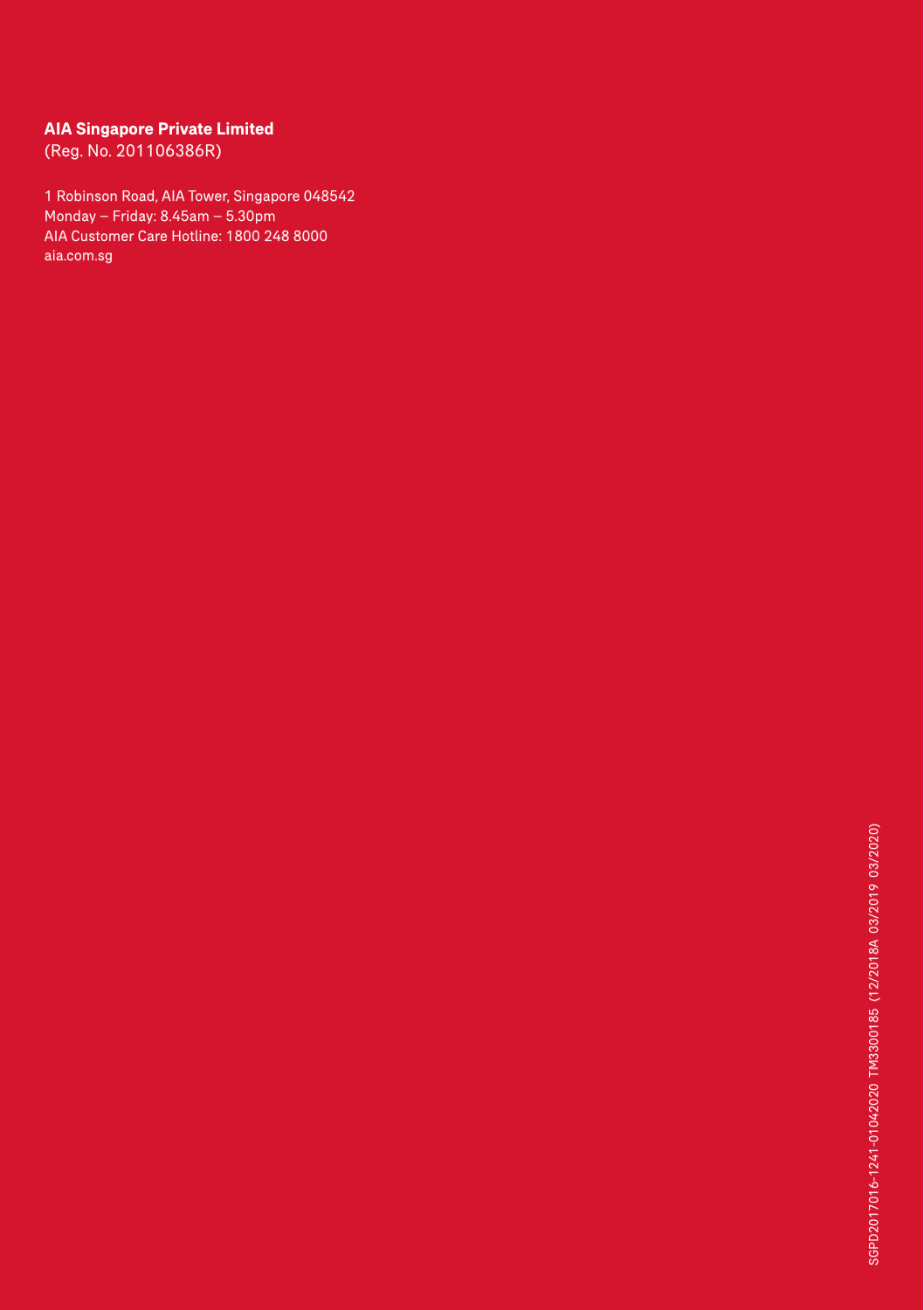**AIA Singapore Private Limited**
(Reg. No. 201106386R)

1 Robinson Road, AIA Tower, Singapore 048542
Monday – Friday: 8.45am – 5.30pm
AIA Customer Care Hotline: 1800 248 8000
aia.com.sg

SGPD2017016-1241-01042020 TM3300185 (12/2018A 03/2019 03/2020)